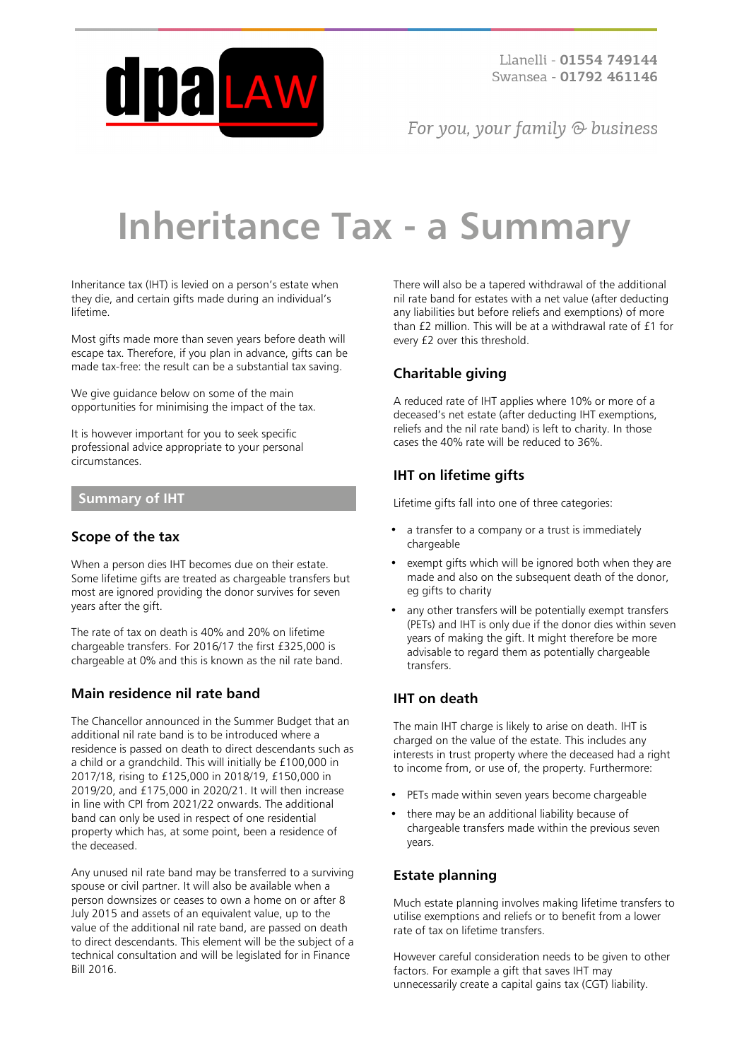Llanelli - **01554 749144**
Swansea - **01792 461146**

*For you, your family & business*

# Inheritance Tax - a Summary

Inheritance tax (IHT) is levied on a person's estate when they die, and certain gifts made during an individual's lifetime.

Most gifts made more than seven years before death will escape tax. Therefore, if you plan in advance, gifts can be made tax-free: the result can be a substantial tax saving.

We give guidance below on some of the main opportunities for minimising the impact of the tax.

It is however important for you to seek specific professional advice appropriate to your personal circumstances.

## Summary of IHT

### Scope of the tax

When a person dies IHT becomes due on their estate. Some lifetime gifts are treated as chargeable transfers but most are ignored providing the donor survives for seven years after the gift.

The rate of tax on death is 40% and 20% on lifetime chargeable transfers. For 2016/17 the first £325,000 is chargeable at 0% and this is known as the nil rate band.

### Main residence nil rate band

The Chancellor announced in the Summer Budget that an additional nil rate band is to be introduced where a residence is passed on death to direct descendants such as a child or a grandchild. This will initially be £100,000 in 2017/18, rising to £125,000 in 2018/19, £150,000 in 2019/20, and £175,000 in 2020/21. It will then increase in line with CPI from 2021/22 onwards. The additional band can only be used in respect of one residential property which has, at some point, been a residence of the deceased.

Any unused nil rate band may be transferred to a surviving spouse or civil partner. It will also be available when a person downsizes or ceases to own a home on or after 8 July 2015 and assets of an equivalent value, up to the value of the additional nil rate band, are passed on death to direct descendants. This element will be the subject of a technical consultation and will be legislated for in Finance Bill 2016.

There will also be a tapered withdrawal of the additional nil rate band for estates with a net value (after deducting any liabilities but before reliefs and exemptions) of more than £2 million. This will be at a withdrawal rate of £1 for every £2 over this threshold.

### Charitable giving

A reduced rate of IHT applies where 10% or more of a deceased's net estate (after deducting IHT exemptions, reliefs and the nil rate band) is left to charity. In those cases the 40% rate will be reduced to 36%.

### IHT on lifetime gifts

Lifetime gifts fall into one of three categories:

- a transfer to a company or a trust is immediately chargeable
- exempt gifts which will be ignored both when they are made and also on the subsequent death of the donor, eg gifts to charity
- any other transfers will be potentially exempt transfers (PETs) and IHT is only due if the donor dies within seven years of making the gift. It might therefore be more advisable to regard them as potentially chargeable transfers.

### IHT on death

The main IHT charge is likely to arise on death. IHT is charged on the value of the estate. This includes any interests in trust property where the deceased had a right to income from, or use of, the property. Furthermore:

- PETs made within seven years become chargeable
- there may be an additional liability because of chargeable transfers made within the previous seven years.

### Estate planning

Much estate planning involves making lifetime transfers to utilise exemptions and reliefs or to benefit from a lower rate of tax on lifetime transfers.

However careful consideration needs to be given to other factors. For example a gift that saves IHT may unnecessarily create a capital gains tax (CGT) liability.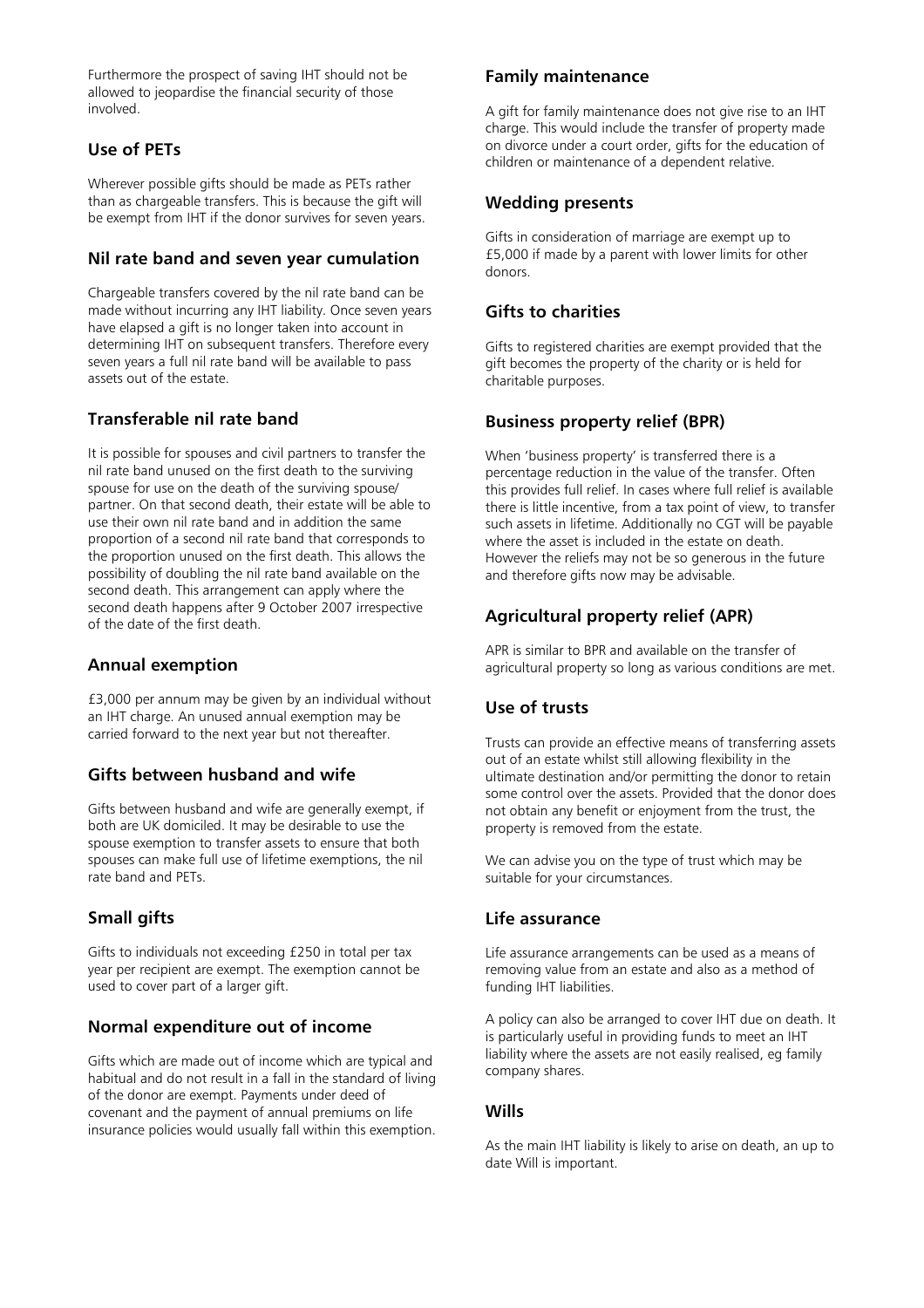Furthermore the prospect of saving IHT should not be allowed to jeopardise the financial security of those involved.

## Use of PETs

Wherever possible gifts should be made as PETs rather than as chargeable transfers. This is because the gift will be exempt from IHT if the donor survives for seven years.

## Nil rate band and seven year cumulation

Chargeable transfers covered by the nil rate band can be made without incurring any IHT liability. Once seven years have elapsed a gift is no longer taken into account in determining IHT on subsequent transfers. Therefore every seven years a full nil rate band will be available to pass assets out of the estate.

## Transferable nil rate band

It is possible for spouses and civil partners to transfer the nil rate band unused on the first death to the surviving spouse for use on the death of the surviving spouse/partner. On that second death, their estate will be able to use their own nil rate band and in addition the same proportion of a second nil rate band that corresponds to the proportion unused on the first death. This allows the possibility of doubling the nil rate band available on the second death. This arrangement can apply where the second death happens after 9 October 2007 irrespective of the date of the first death.

## Annual exemption

£3,000 per annum may be given by an individual without an IHT charge. An unused annual exemption may be carried forward to the next year but not thereafter.

## Gifts between husband and wife

Gifts between husband and wife are generally exempt, if both are UK domiciled. It may be desirable to use the spouse exemption to transfer assets to ensure that both spouses can make full use of lifetime exemptions, the nil rate band and PETs.

## Small gifts

Gifts to individuals not exceeding £250 in total per tax year per recipient are exempt. The exemption cannot be used to cover part of a larger gift.

## Normal expenditure out of income

Gifts which are made out of income which are typical and habitual and do not result in a fall in the standard of living of the donor are exempt. Payments under deed of covenant and the payment of annual premiums on life insurance policies would usually fall within this exemption.

## Family maintenance

A gift for family maintenance does not give rise to an IHT charge. This would include the transfer of property made on divorce under a court order, gifts for the education of children or maintenance of a dependent relative.

## Wedding presents

Gifts in consideration of marriage are exempt up to £5,000 if made by a parent with lower limits for other donors.

## Gifts to charities

Gifts to registered charities are exempt provided that the gift becomes the property of the charity or is held for charitable purposes.

## Business property relief (BPR)

When 'business property' is transferred there is a percentage reduction in the value of the transfer. Often this provides full relief. In cases where full relief is available there is little incentive, from a tax point of view, to transfer such assets in lifetime. Additionally no CGT will be payable where the asset is included in the estate on death. However the reliefs may not be so generous in the future and therefore gifts now may be advisable.

## Agricultural property relief (APR)

APR is similar to BPR and available on the transfer of agricultural property so long as various conditions are met.

## Use of trusts

Trusts can provide an effective means of transferring assets out of an estate whilst still allowing flexibility in the ultimate destination and/or permitting the donor to retain some control over the assets. Provided that the donor does not obtain any benefit or enjoyment from the trust, the property is removed from the estate.

We can advise you on the type of trust which may be suitable for your circumstances.

## Life assurance

Life assurance arrangements can be used as a means of removing value from an estate and also as a method of funding IHT liabilities.

A policy can also be arranged to cover IHT due on death. It is particularly useful in providing funds to meet an IHT liability where the assets are not easily realised, eg family company shares.

## Wills

As the main IHT liability is likely to arise on death, an up to date Will is important.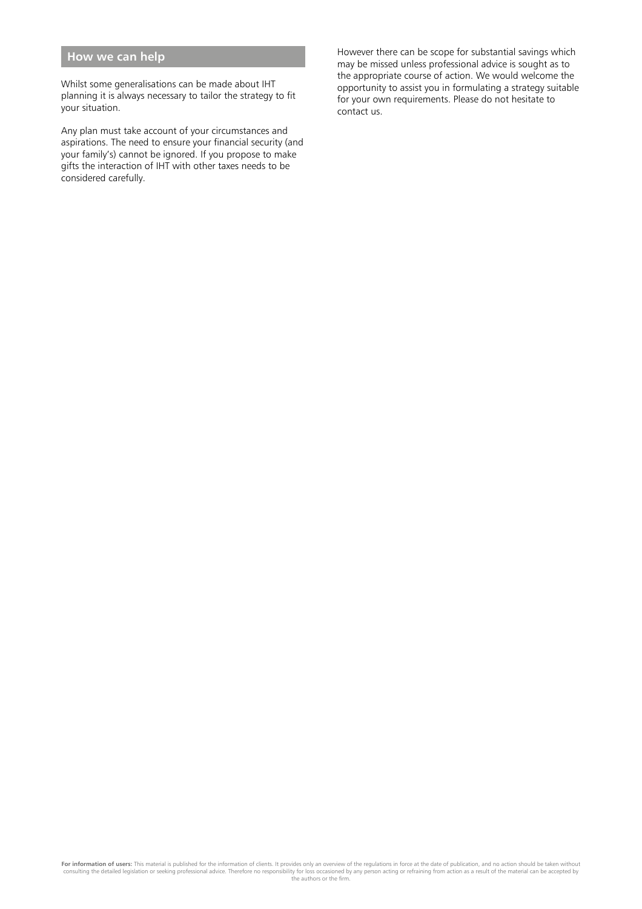## How we can help

Whilst some generalisations can be made about IHT planning it is always necessary to tailor the strategy to fit your situation.

Any plan must take account of your circumstances and aspirations. The need to ensure your financial security (and your family's) cannot be ignored. If you propose to make gifts the interaction of IHT with other taxes needs to be considered carefully.

However there can be scope for substantial savings which may be missed unless professional advice is sought as to the appropriate course of action. We would welcome the opportunity to assist you in formulating a strategy suitable for your own requirements. Please do not hesitate to contact us.

**For information of users:** This material is published for the information of clients. It provides only an overview of the regulations in force at the date of publication, and no action should be taken without consulting the detailed legislation or seeking professional advice. Therefore no responsibility for loss occasioned by any person acting or refraining from action as a result of the material can be accepted by the authors or the firm.